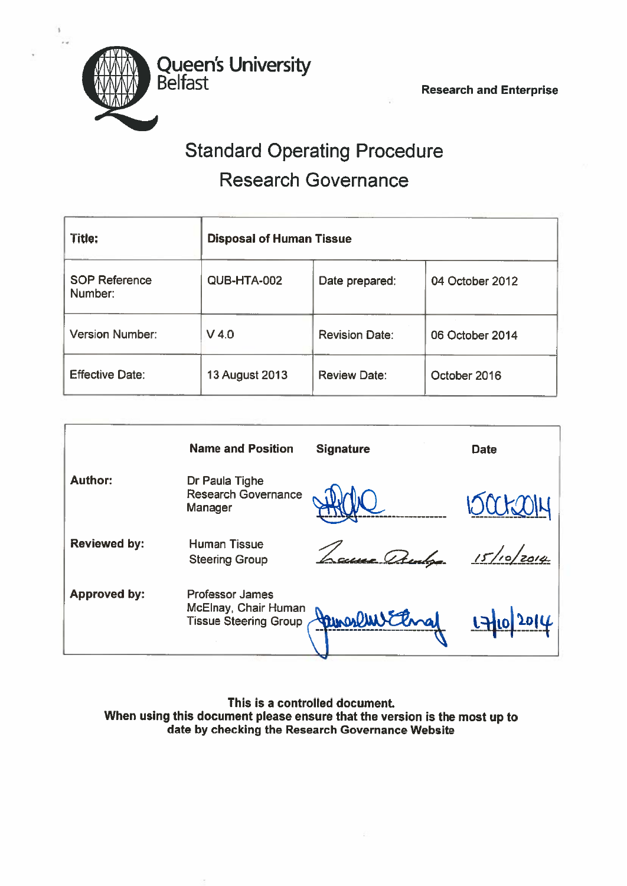Queen's University Belfast

**Research and Enterprise**

# Standard Operating Procedure

# Research Governance

| **Title:** | **Disposal of Human Tissue** | | |
|---|---|---|---|
| SOP Reference Number: | QUB-HTA-002 | Date prepared: | 04 October 2012 |
| Version Number: | V 4.0 | Revision Date: | 06 October 2014 |
| Effective Date: | 13 August 2013 | Review Date: | October 2016 |

| | **Name and Position** | **Signature** | **Date** |
|---|---|---|---|
| **Author:** | Dr Paula Tighe Research Governance Manager | [signature] | 15Oct2014 |
| **Reviewed by:** | Human Tissue Steering Group | [signature] | 15/10/2014 |
| **Approved by:** | Professor James McElnay, Chair Human Tissue Steering Group | [signature] | 17/10/2014 |

**This is a controlled document.**
**When using this document please ensure that the version is the most up to date by checking the Research Governance Website**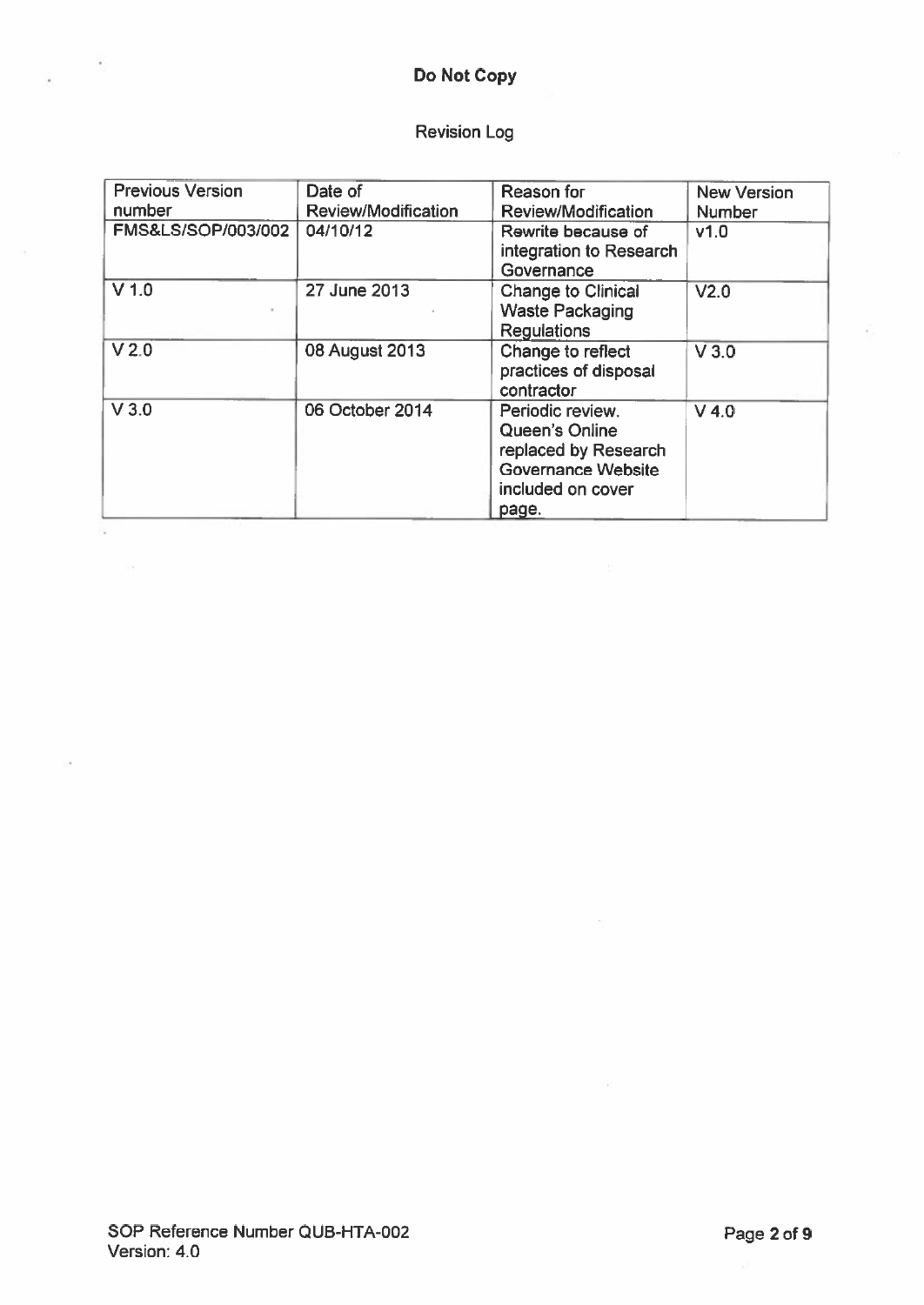**Do Not Copy**

Revision Log

| Previous Version number | Date of Review/Modification | Reason for Review/Modification | New Version Number |
|---|---|---|---|
| FMS&LS/SOP/003/002 | 04/10/12 | Rewrite because of integration to Research Governance | v1.0 |
| V 1.0 | 27 June 2013 | Change to Clinical Waste Packaging Regulations | V2.0 |
| V 2.0 | 08 August 2013 | Change to reflect practices of disposal contractor | V 3.0 |
| V 3.0 | 06 October 2014 | Periodic review. Queen's Online replaced by Research Governance Website included on cover page. | V 4.0 |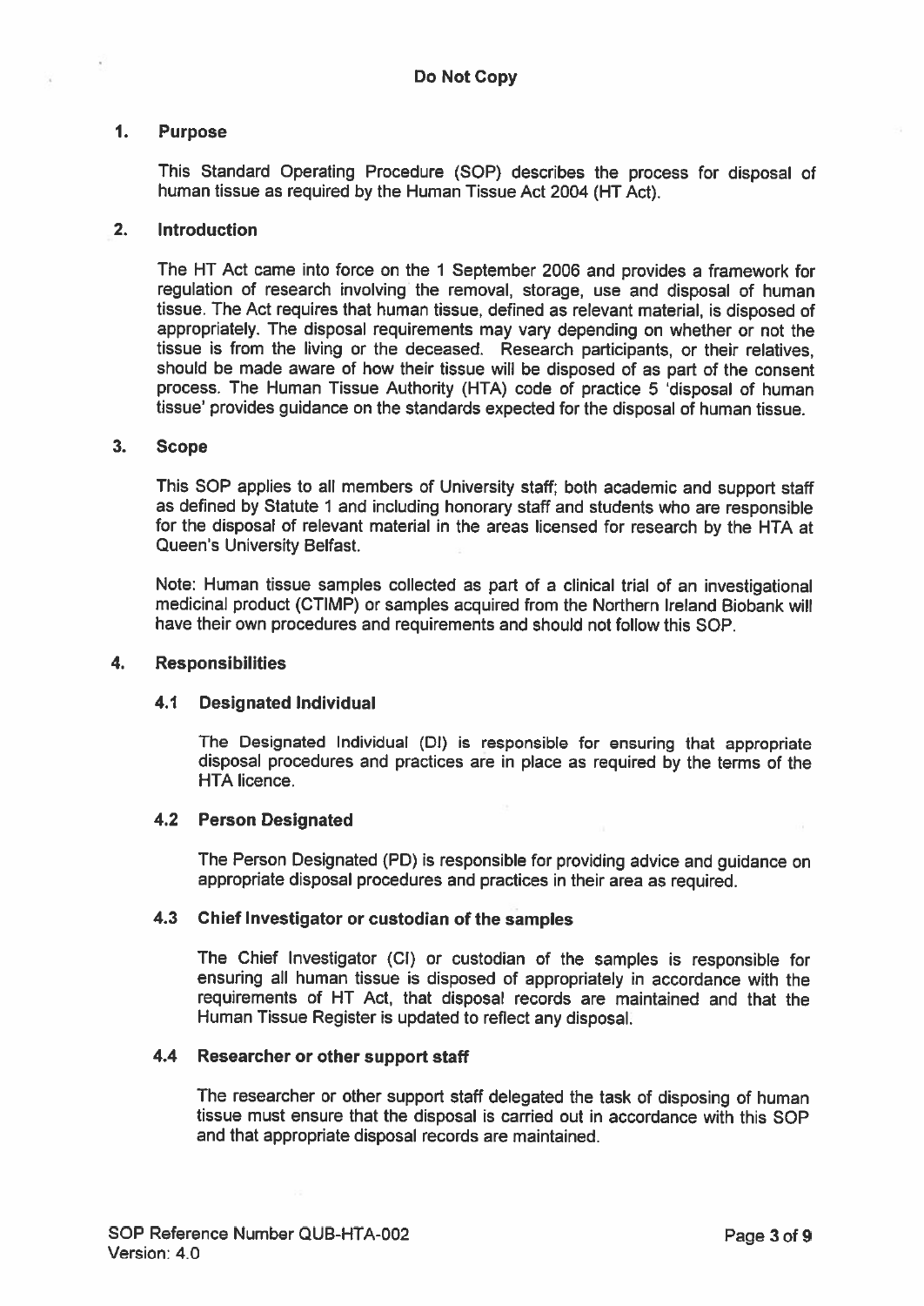## 1. Purpose

This Standard Operating Procedure (SOP) describes the process for disposal of human tissue as required by the Human Tissue Act 2004 (HT Act).

## 2. Introduction

The HT Act came into force on the 1 September 2006 and provides a framework for regulation of research involving the removal, storage, use and disposal of human tissue. The Act requires that human tissue, defined as relevant material, is disposed of appropriately. The disposal requirements may vary depending on whether or not the tissue is from the living or the deceased. Research participants, or their relatives, should be made aware of how their tissue will be disposed of as part of the consent process. The Human Tissue Authority (HTA) code of practice 5 'disposal of human tissue' provides guidance on the standards expected for the disposal of human tissue.

## 3. Scope

This SOP applies to all members of University staff; both academic and support staff as defined by Statute 1 and including honorary staff and students who are responsible for the disposal of relevant material in the areas licensed for research by the HTA at Queen's University Belfast.

Note: Human tissue samples collected as part of a clinical trial of an investigational medicinal product (CTIMP) or samples acquired from the Northern Ireland Biobank will have their own procedures and requirements and should not follow this SOP.

## 4. Responsibilities

### 4.1 Designated Individual

The Designated Individual (DI) is responsible for ensuring that appropriate disposal procedures and practices are in place as required by the terms of the HTA licence.

### 4.2 Person Designated

The Person Designated (PD) is responsible for providing advice and guidance on appropriate disposal procedures and practices in their area as required.

### 4.3 Chief Investigator or custodian of the samples

The Chief Investigator (CI) or custodian of the samples is responsible for ensuring all human tissue is disposed of appropriately in accordance with the requirements of HT Act, that disposal records are maintained and that the Human Tissue Register is updated to reflect any disposal.

### 4.4 Researcher or other support staff

The researcher or other support staff delegated the task of disposing of human tissue must ensure that the disposal is carried out in accordance with this SOP and that appropriate disposal records are maintained.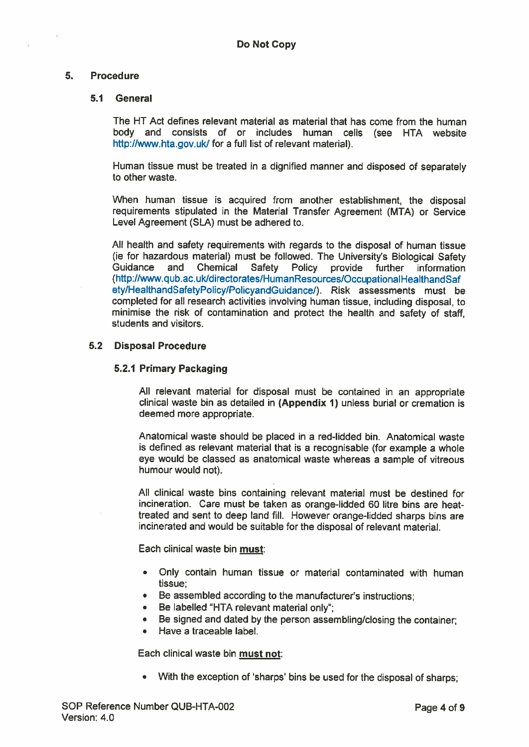## 5. Procedure

### 5.1 General

The HT Act defines relevant material as material that has come from the human body and consists of or includes human cells (see HTA website http://www.hta.gov.uk/ for a full list of relevant material).

Human tissue must be treated in a dignified manner and disposed of separately to other waste.

When human tissue is acquired from another establishment, the disposal requirements stipulated in the Material Transfer Agreement (MTA) or Service Level Agreement (SLA) must be adhered to.

All health and safety requirements with regards to the disposal of human tissue (ie for hazardous material) must be followed. The University's Biological Safety Guidance and Chemical Safety Policy provide further information (http://www.qub.ac.uk/directorates/HumanResources/OccupationalHealthandSafety/HealthandSafetyPolicy/PolicyandGuidance/). Risk assessments must be completed for all research activities involving human tissue, including disposal, to minimise the risk of contamination and protect the health and safety of staff, students and visitors.

### 5.2 Disposal Procedure

#### 5.2.1 Primary Packaging

All relevant material for disposal must be contained in an appropriate clinical waste bin as detailed in **(Appendix 1)** unless burial or cremation is deemed more appropriate.

Anatomical waste should be placed in a red-lidded bin. Anatomical waste is defined as relevant material that is a recognisable (for example a whole eye would be classed as anatomical waste whereas a sample of vitreous humour would not).

All clinical waste bins containing relevant material must be destined for incineration. Care must be taken as orange-lidded 60 litre bins are heat-treated and sent to deep land fill. However orange-lidded sharps bins are incinerated and would be suitable for the disposal of relevant material.

Each clinical waste bin **must**:

- Only contain human tissue or material contaminated with human tissue;
- Be assembled according to the manufacturer's instructions;
- Be labelled "HTA relevant material only";
- Be signed and dated by the person assembling/closing the container;
- Have a traceable label.

Each clinical waste bin **must not**:

- With the exception of 'sharps' bins be used for the disposal of sharps;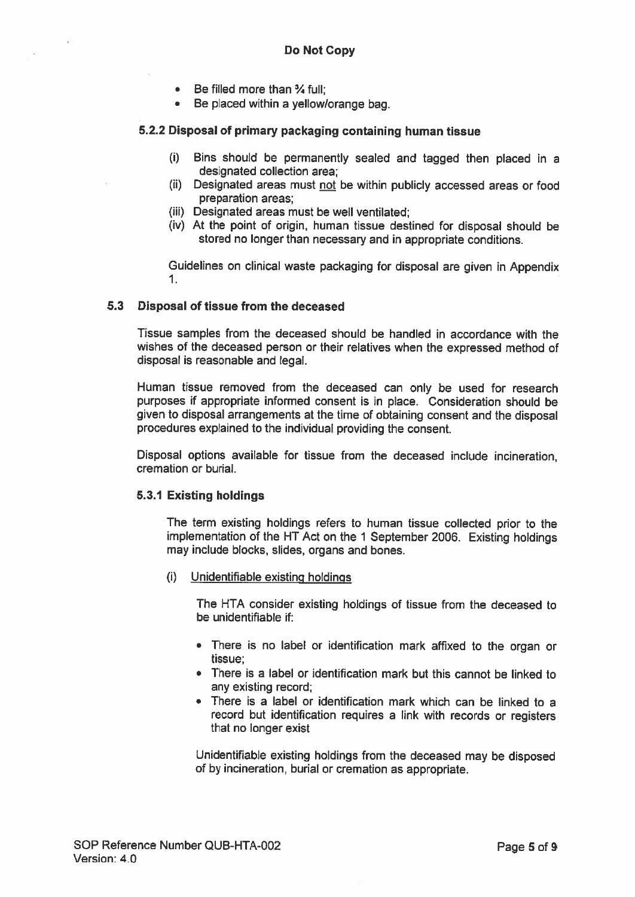**Do Not Copy**

- Be filled more than ¾ full;
- Be placed within a yellow/orange bag.

### 5.2.2 Disposal of primary packaging containing human tissue

(i) Bins should be permanently sealed and tagged then placed in a designated collection area;

(ii) Designated areas must not be within publicly accessed areas or food preparation areas;

(iii) Designated areas must be well ventilated;

(iv) At the point of origin, human tissue destined for disposal should be stored no longer than necessary and in appropriate conditions.

Guidelines on clinical waste packaging for disposal are given in Appendix 1.

## 5.3 Disposal of tissue from the deceased

Tissue samples from the deceased should be handled in accordance with the wishes of the deceased person or their relatives when the expressed method of disposal is reasonable and legal.

Human tissue removed from the deceased can only be used for research purposes if appropriate informed consent is in place. Consideration should be given to disposal arrangements at the time of obtaining consent and the disposal procedures explained to the individual providing the consent.

Disposal options available for tissue from the deceased include incineration, cremation or burial.

### 5.3.1 Existing holdings

The term existing holdings refers to human tissue collected prior to the implementation of the HT Act on the 1 September 2006. Existing holdings may include blocks, slides, organs and bones.

(i) Unidentifiable existing holdings

The HTA consider existing holdings of tissue from the deceased to be unidentifiable if:

- There is no label or identification mark affixed to the organ or tissue;
- There is a label or identification mark but this cannot be linked to any existing record;
- There is a label or identification mark which can be linked to a record but identification requires a link with records or registers that no longer exist

Unidentifiable existing holdings from the deceased may be disposed of by incineration, burial or cremation as appropriate.

SOP Reference Number QUB-HTA-002
Version: 4.0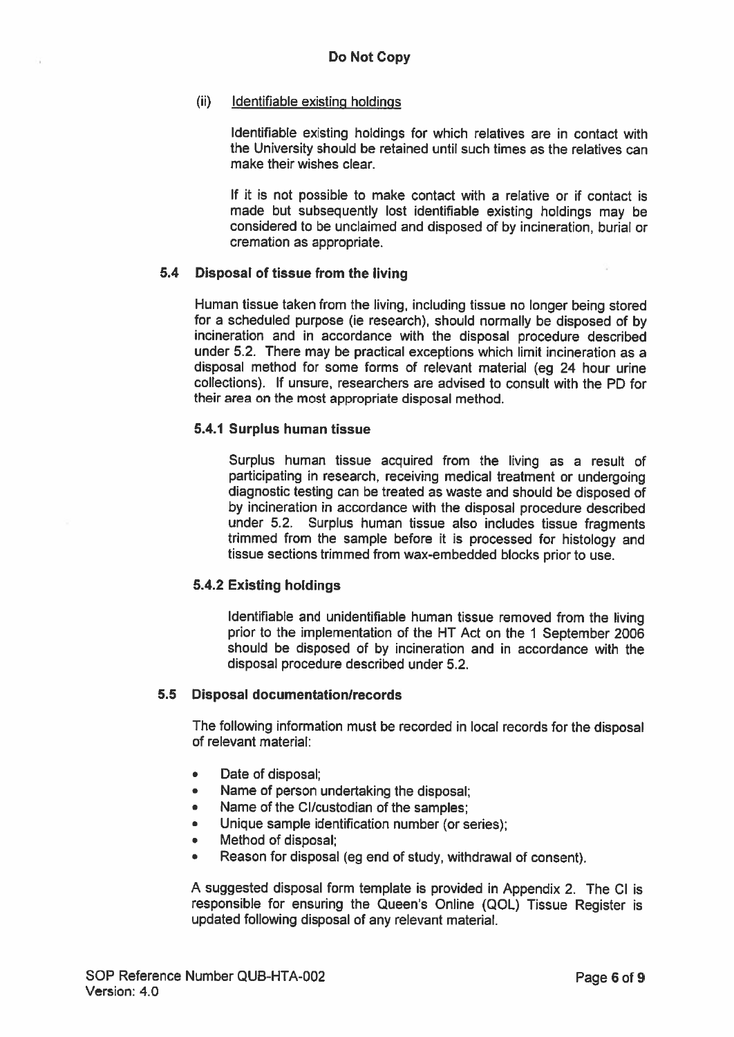(ii) Identifiable existing holdings

Identifiable existing holdings for which relatives are in contact with the University should be retained until such times as the relatives can make their wishes clear.

If it is not possible to make contact with a relative or if contact is made but subsequently lost identifiable existing holdings may be considered to be unclaimed and disposed of by incineration, burial or cremation as appropriate.

### 5.4 Disposal of tissue from the living

Human tissue taken from the living, including tissue no longer being stored for a scheduled purpose (ie research), should normally be disposed of by incineration and in accordance with the disposal procedure described under 5.2. There may be practical exceptions which limit incineration as a disposal method for some forms of relevant material (eg 24 hour urine collections). If unsure, researchers are advised to consult with the PD for their area on the most appropriate disposal method.

#### 5.4.1 Surplus human tissue

Surplus human tissue acquired from the living as a result of participating in research, receiving medical treatment or undergoing diagnostic testing can be treated as waste and should be disposed of by incineration in accordance with the disposal procedure described under 5.2. Surplus human tissue also includes tissue fragments trimmed from the sample before it is processed for histology and tissue sections trimmed from wax-embedded blocks prior to use.

#### 5.4.2 Existing holdings

Identifiable and unidentifiable human tissue removed from the living prior to the implementation of the HT Act on the 1 September 2006 should be disposed of by incineration and in accordance with the disposal procedure described under 5.2.

### 5.5 Disposal documentation/records

The following information must be recorded in local records for the disposal of relevant material:

- Date of disposal;
- Name of person undertaking the disposal;
- Name of the CI/custodian of the samples;
- Unique sample identification number (or series);
- Method of disposal;
- Reason for disposal (eg end of study, withdrawal of consent).

A suggested disposal form template is provided in Appendix 2. The CI is responsible for ensuring the Queen's Online (QOL) Tissue Register is updated following disposal of any relevant material.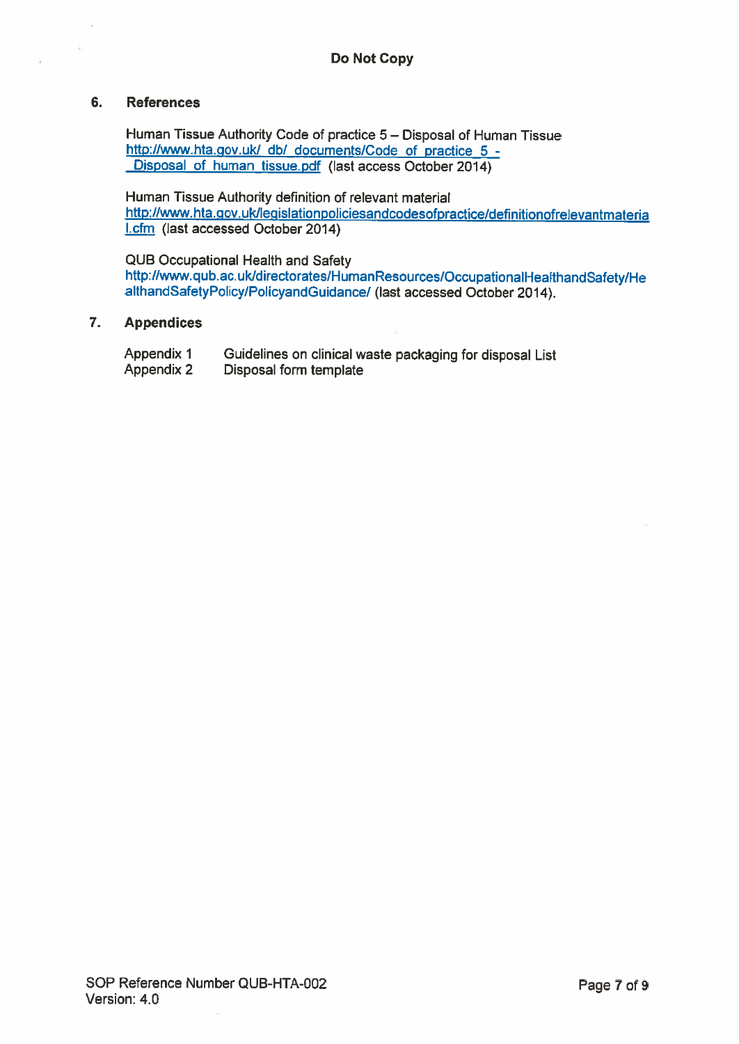## 6. References

Human Tissue Authority Code of practice 5 – Disposal of Human Tissue
http://www.hta.gov.uk/_db/_documents/Code_of_practice_5_-_Disposal_of_human_tissue.pdf (last access October 2014)

Human Tissue Authority definition of relevant material
http://www.hta.gov.uk/legislationpoliciesandcodesofpractice/definitionofrelevantmaterial.cfm (last accessed October 2014)

QUB Occupational Health and Safety
http://www.qub.ac.uk/directorates/HumanResources/OccupationalHealthandSafety/HealthandSafetyPolicy/PolicyandGuidance/ (last accessed October 2014).

## 7. Appendices

| | |
|---|---|
| Appendix 1 | Guidelines on clinical waste packaging for disposal List |
| Appendix 2 | Disposal form template |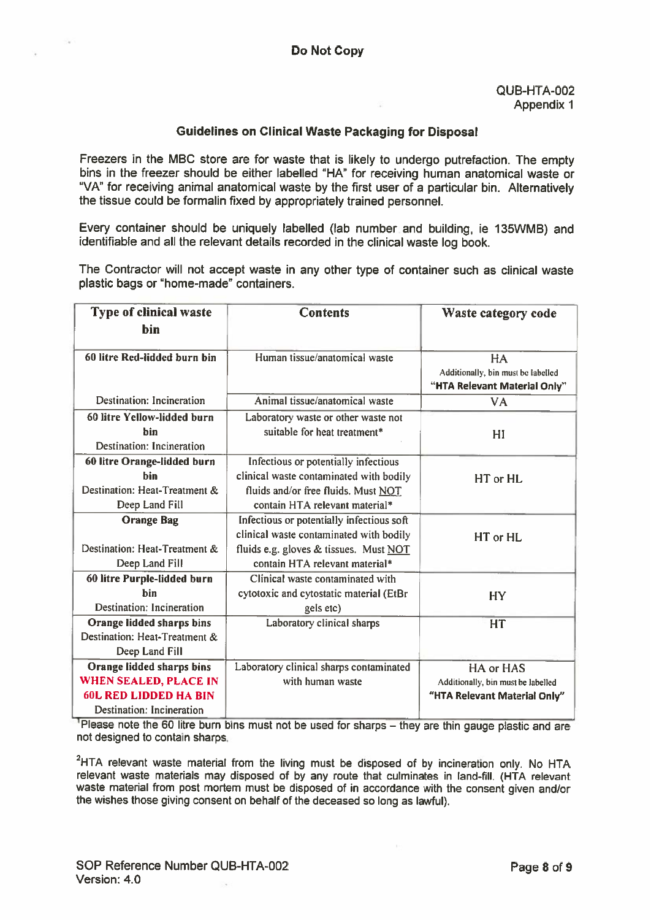**Do Not Copy**

QUB-HTA-002
Appendix 1

## Guidelines on Clinical Waste Packaging for Disposal

Freezers in the MBC store are for waste that is likely to undergo putrefaction. The empty bins in the freezer should be either labelled "HA" for receiving human anatomical waste or "VA" for receiving animal anatomical waste by the first user of a particular bin. Alternatively the tissue could be formalin fixed by appropriately trained personnel.

Every container should be uniquely labelled (lab number and building, ie 135WMB) and identifiable and all the relevant details recorded in the clinical waste log book.

The Contractor will not accept waste in any other type of container such as clinical waste plastic bags or "home-made" containers.

| Type of clinical waste bin | Contents | Waste category code |
|---|---|---|
| **60 litre Red-lidded burn bin** | Human tissue/anatomical waste | HA<br>Additionally, bin must be labelled **"HTA Relevant Material Only"** |
| Destination: Incineration | Animal tissue/anatomical waste | VA |
| **60 litre Yellow-lidded burn bin**<br>Destination: Incineration | Laboratory waste or other waste not suitable for heat treatment* | HI |
| **60 litre Orange-lidded burn bin**<br>Destination: Heat-Treatment & Deep Land Fill | Infectious or potentially infectious clinical waste contaminated with bodily fluids and/or free fluids. Must NOT contain HTA relevant material* | HT or HL |
| **Orange Bag**<br>Destination: Heat-Treatment & Deep Land Fill | Infectious or potentially infectious soft clinical waste contaminated with bodily fluids e.g. gloves & tissues. Must NOT contain HTA relevant material* | HT or HL |
| **60 litre Purple-lidded burn bin**<br>Destination: Incineration | Clinical waste contaminated with cytotoxic and cytostatic material (EtBr gels etc) | HY |
| **Orange lidded sharps bins**<br>Destination: Heat-Treatment & Deep Land Fill | Laboratory clinical sharps | HT |
| **Orange lidded sharps bins**<br>**WHEN SEALED, PLACE IN 60L RED LIDDED HA BIN**<br>Destination: Incineration | Laboratory clinical sharps contaminated with human waste | HA or HAS<br>Additionally, bin must be labelled **"HTA Relevant Material Only"** |

[1]Please note the 60 litre burn bins must not be used for sharps – they are thin gauge plastic and are not designed to contain sharps.

[2]HTA relevant waste material from the living must be disposed of by incineration only. No HTA relevant waste materials may disposed of by any route that culminates in land-fill. (HTA relevant waste material from post mortem must be disposed of in accordance with the consent given and/or the wishes those giving consent on behalf of the deceased so long as lawful).

SOP Reference Number QUB-HTA-002
Version: 4.0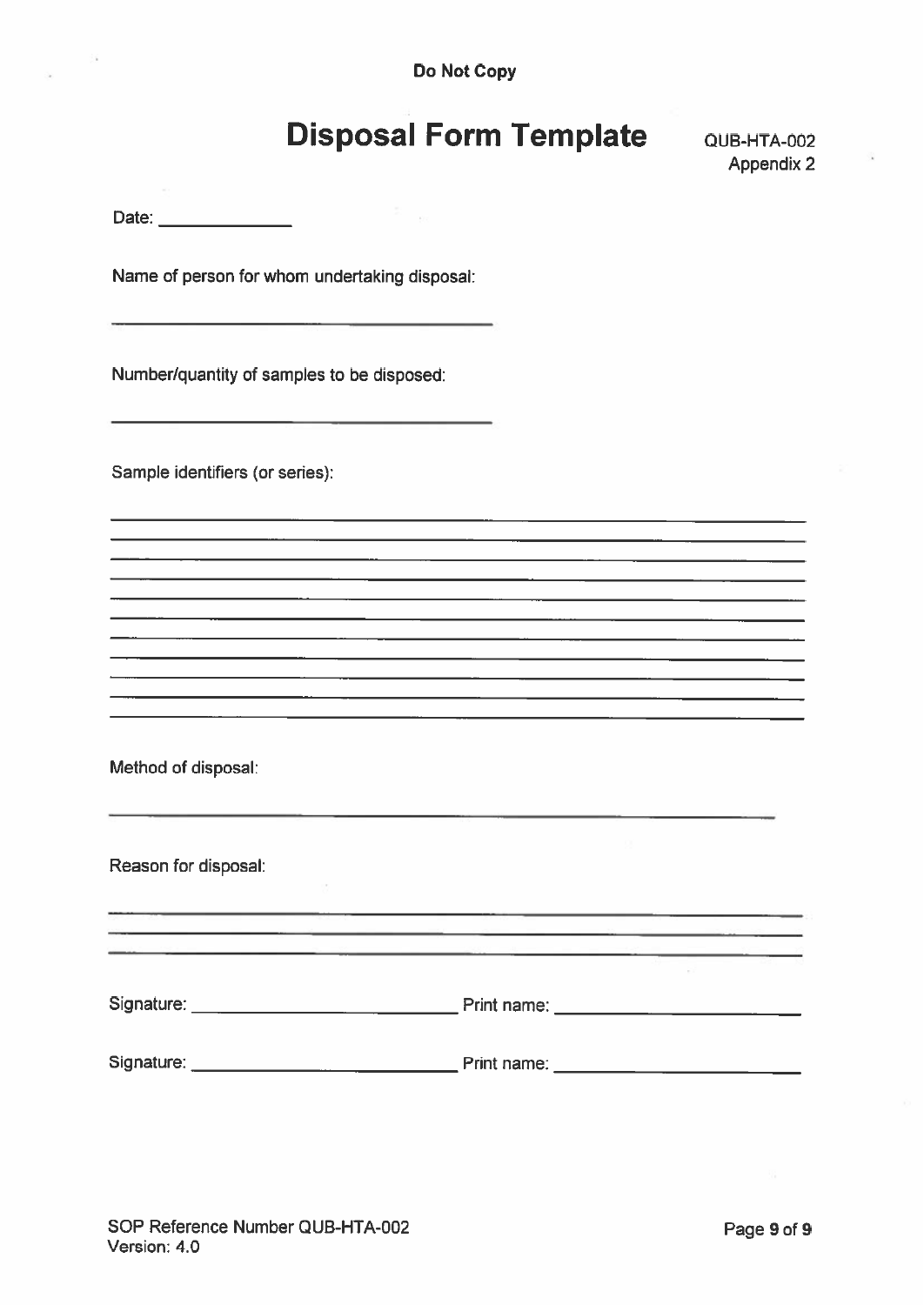**Do Not Copy**

# Disposal Form Template

QUB-HTA-002
Appendix 2

Date: ______________

Name of person for whom undertaking disposal:

______________________________________

Number/quantity of samples to be disposed:

______________________________________

Sample identifiers (or series):

______________________________________________________________________________
______________________________________________________________________________
______________________________________________________________________________
______________________________________________________________________________
______________________________________________________________________________
______________________________________________________________________________
______________________________________________________________________________
______________________________________________________________________________
______________________________________________________________________________
______________________________________________________________________________
______________________________________________________________________________

Method of disposal:

______________________________________________________________________________

Reason for disposal:

______________________________________________________________________________
______________________________________________________________________________
______________________________________________________________________________

Signature: ____________________________ Print name: ________________________

Signature: ____________________________ Print name: ________________________

SOP Reference Number QUB-HTA-002
Version: 4.0